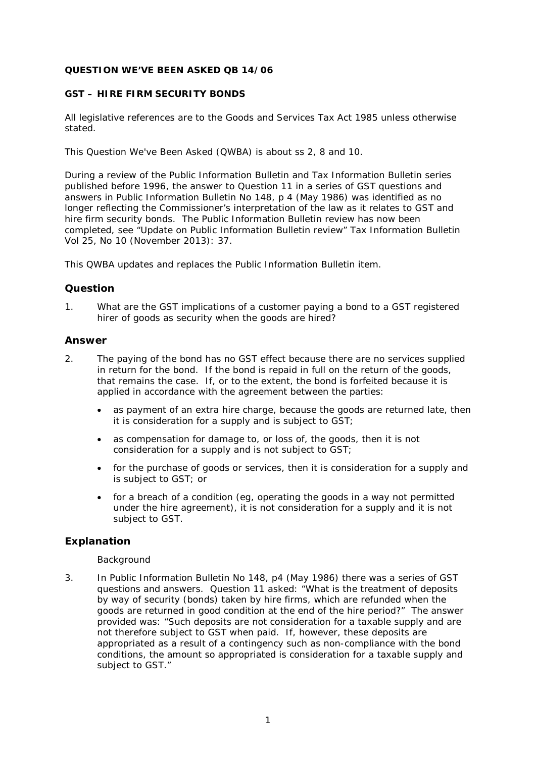**QUESTION WE'VE BEEN ASKED QB 14/06**

**GST – HIRE FIRM SECURITY BONDS**

All legislative references are to the Goods and Services Tax Act 1985 unless otherwise stated.

This Question We've Been Asked (QWBA) is about ss 2, 8 and 10.

During a review of the Public Information Bulletin and Tax Information Bulletin series published before 1996, the answer to Question 11 in a series of GST questions and answers in Public Information Bulletin No 148, p 4 (May 1986) was identified as no longer reflecting the Commissioner's interpretation of the law as it relates to GST and hire firm security bonds. The Public Information Bulletin review has now been completed, see "Update on Public Information Bulletin review" Tax Information Bulletin Vol 25, No 10 (November 2013): 37.

This QWBA updates and replaces the Public Information Bulletin item.

## Question

1. What are the GST implications of a customer paying a bond to a GST registered hirer of goods as security when the goods are hired?

## Answer

2. The paying of the bond has no GST effect because there are no services supplied in return for the bond. If the bond is repaid in full on the return of the goods, that remains the case. If, or to the extent, the bond is forfeited because it is applied in accordance with the agreement between the parties:

   - as payment of an extra hire charge, because the goods are returned late, then it is consideration for a supply and is subject to GST;
   - as compensation for damage to, or loss of, the goods, then it is not consideration for a supply and is not subject to GST;
   - for the purchase of goods or services, then it is consideration for a supply and is subject to GST; or
   - for a breach of a condition (eg, operating the goods in a way not permitted under the hire agreement), it is not consideration for a supply and it is not subject to GST.

## Explanation

Background

3. In Public Information Bulletin No 148, p4 (May 1986) there was a series of GST questions and answers. Question 11 asked: "What is the treatment of deposits by way of security (bonds) taken by hire firms, which are refunded when the goods are returned in good condition at the end of the hire period?" The answer provided was: "Such deposits are not consideration for a taxable supply and are not therefore subject to GST when paid. If, however, these deposits are appropriated as a result of a contingency such as non-compliance with the bond conditions, the amount so appropriated is consideration for a taxable supply and subject to GST."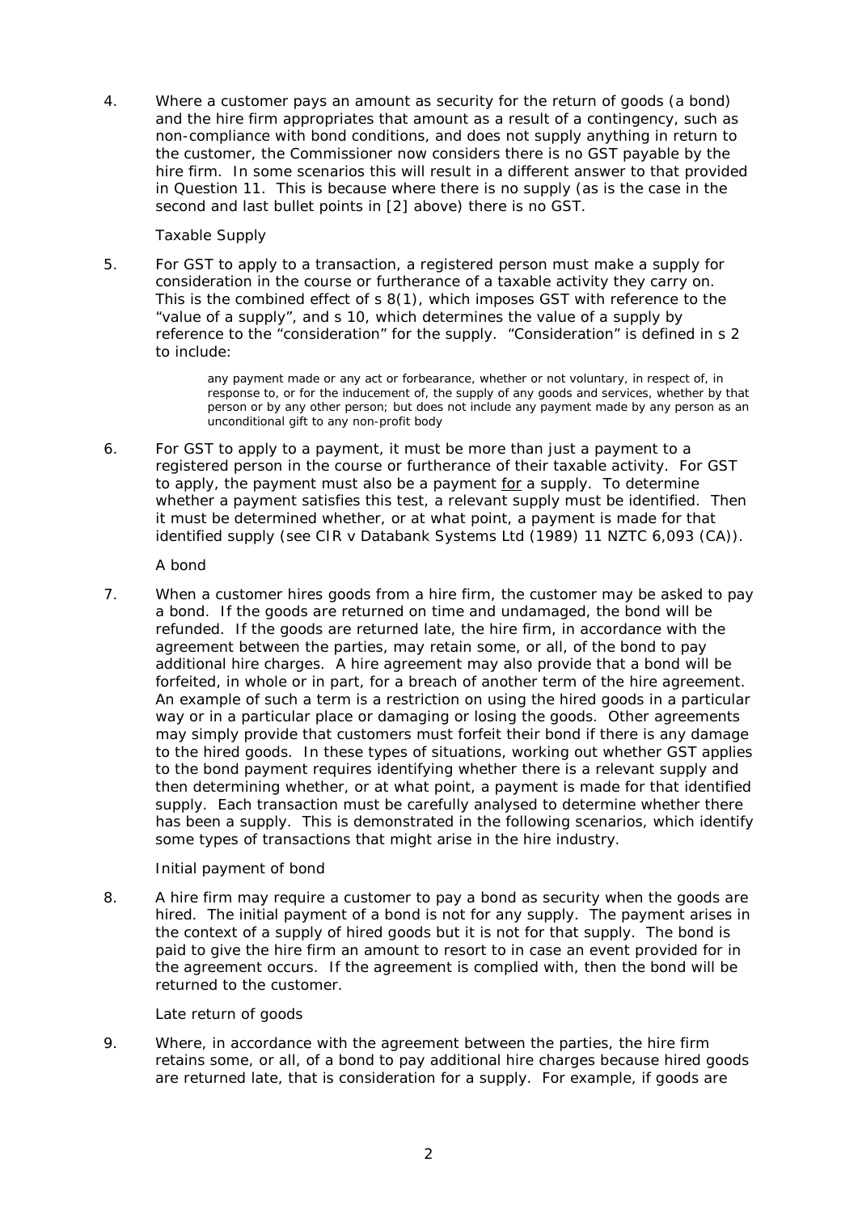4. Where a customer pays an amount as security for the return of goods (a bond) and the hire firm appropriates that amount as a result of a contingency, such as non-compliance with bond conditions, and does not supply anything in return to the customer, the Commissioner now considers there is no GST payable by the hire firm. In some scenarios this will result in a different answer to that provided in Question 11. This is because where there is no supply (as is the case in the second and last bullet points in [2] above) there is no GST.

### Taxable Supply

5. For GST to apply to a transaction, a registered person must make a supply for consideration in the course or furtherance of a taxable activity they carry on. This is the combined effect of s 8(1), which imposes GST with reference to the "value of a supply", and s 10, which determines the value of a supply by reference to the "consideration" for the supply. "Consideration" is defined in s 2 to include:

> any payment made or any act or forbearance, whether or not voluntary, in respect of, in response to, or for the inducement of, the supply of any goods and services, whether by that person or by any other person; but does not include any payment made by any person as an unconditional gift to any non-profit body

6. For GST to apply to a payment, it must be more than just a payment to a registered person in the course or furtherance of their taxable activity. For GST to apply, the payment must also be a payment <u>for</u> a supply. To determine whether a payment satisfies this test, a relevant supply must be identified. Then it must be determined whether, or at what point, a payment is made for that identified supply (see CIR v Databank Systems Ltd (1989) 11 NZTC 6,093 (CA)).

### A bond

7. When a customer hires goods from a hire firm, the customer may be asked to pay a bond. If the goods are returned on time and undamaged, the bond will be refunded. If the goods are returned late, the hire firm, in accordance with the agreement between the parties, may retain some, or all, of the bond to pay additional hire charges. A hire agreement may also provide that a bond will be forfeited, in whole or in part, for a breach of another term of the hire agreement. An example of such a term is a restriction on using the hired goods in a particular way or in a particular place or damaging or losing the goods. Other agreements may simply provide that customers must forfeit their bond if there is any damage to the hired goods. In these types of situations, working out whether GST applies to the bond payment requires identifying whether there is a relevant supply and then determining whether, or at what point, a payment is made for that identified supply. Each transaction must be carefully analysed to determine whether there has been a supply. This is demonstrated in the following scenarios, which identify some types of transactions that might arise in the hire industry.

### Initial payment of bond

8. A hire firm may require a customer to pay a bond as security when the goods are hired. The initial payment of a bond is not for any supply. The payment arises in the context of a supply of hired goods but it is not for that supply. The bond is paid to give the hire firm an amount to resort to in case an event provided for in the agreement occurs. If the agreement is complied with, then the bond will be returned to the customer.

### Late return of goods

9. Where, in accordance with the agreement between the parties, the hire firm retains some, or all, of a bond to pay additional hire charges because hired goods are returned late, that is consideration for a supply. For example, if goods are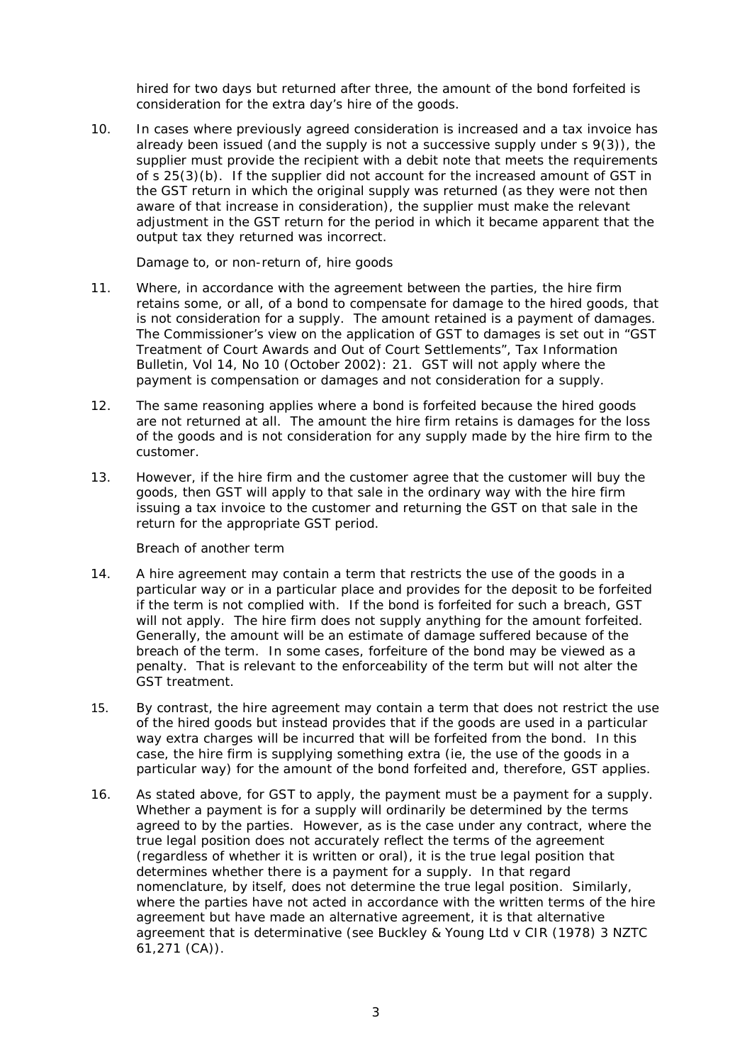hired for two days but returned after three, the amount of the bond forfeited is consideration for the extra day's hire of the goods.

10. In cases where previously agreed consideration is increased and a tax invoice has already been issued (and the supply is not a successive supply under s 9(3)), the supplier must provide the recipient with a debit note that meets the requirements of s 25(3)(b). If the supplier did not account for the increased amount of GST in the GST return in which the original supply was returned (as they were not then aware of that increase in consideration), the supplier must make the relevant adjustment in the GST return for the period in which it became apparent that the output tax they returned was incorrect.

*Damage to, or non-return of, hire goods*

11. Where, in accordance with the agreement between the parties, the hire firm retains some, or all, of a bond to compensate for damage to the hired goods, that is not consideration for a supply. The amount retained is a payment of damages. The Commissioner's view on the application of GST to damages is set out in "GST Treatment of Court Awards and Out of Court Settlements", *Tax Information Bulletin*, Vol 14, No 10 (October 2002): 21. GST will not apply where the payment is compensation or damages and not consideration for a supply.

12. The same reasoning applies where a bond is forfeited because the hired goods are not returned at all. The amount the hire firm retains is damages for the loss of the goods and is not consideration for any supply made by the hire firm to the customer.

13. However, if the hire firm and the customer agree that the customer will buy the goods, then GST will apply to that sale in the ordinary way with the hire firm issuing a tax invoice to the customer and returning the GST on that sale in the return for the appropriate GST period.

*Breach of another term*

14. A hire agreement may contain a term that restricts the use of the goods in a particular way or in a particular place and provides for the deposit to be forfeited if the term is not complied with. If the bond is forfeited for such a breach, GST will not apply. The hire firm does not supply anything for the amount forfeited. Generally, the amount will be an estimate of damage suffered because of the breach of the term. In some cases, forfeiture of the bond may be viewed as a penalty. That is relevant to the enforceability of the term but will not alter the GST treatment.

15. By contrast, the hire agreement may contain a term that does not restrict the use of the hired goods but instead provides that if the goods are used in a particular way extra charges will be incurred that will be forfeited from the bond. In this case, the hire firm is supplying something extra (ie, the use of the goods in a particular way) for the amount of the bond forfeited and, therefore, GST applies.

16. As stated above, for GST to apply, the payment must be a payment for a supply. Whether a payment is for a supply will ordinarily be determined by the terms agreed to by the parties. However, as is the case under any contract, where the true legal position does not accurately reflect the terms of the agreement (regardless of whether it is written or oral), it is the true legal position that determines whether there is a payment for a supply. In that regard nomenclature, by itself, does not determine the true legal position. Similarly, where the parties have not acted in accordance with the written terms of the hire agreement but have made an alternative agreement, it is that alternative agreement that is determinative (see *Buckley & Young Ltd v CIR* (1978) 3 NZTC 61,271 (CA)).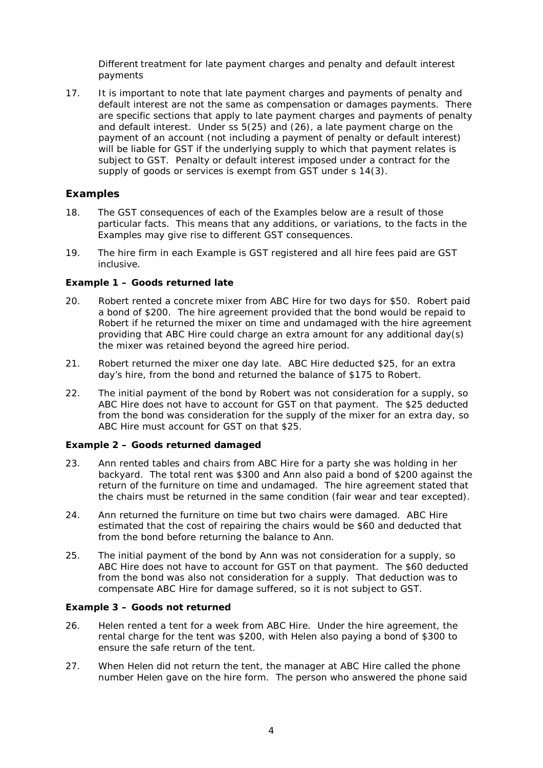Different treatment for late payment charges and penalty and default interest payments

17. It is important to note that late payment charges and payments of penalty and default interest are not the same as compensation or damages payments. There are specific sections that apply to late payment charges and payments of penalty and default interest. Under ss 5(25) and (26), a late payment charge on the payment of an account (not including a payment of penalty or default interest) will be liable for GST if the underlying supply to which that payment relates is subject to GST. Penalty or default interest imposed under a contract for the supply of goods or services is exempt from GST under s 14(3).

## Examples

18. The GST consequences of each of the Examples below are a result of those particular facts. This means that any additions, or variations, to the facts in the Examples may give rise to different GST consequences.

19. The hire firm in each Example is GST registered and all hire fees paid are GST inclusive.

### Example 1 – Goods returned late

20. Robert rented a concrete mixer from ABC Hire for two days for $50. Robert paid a bond of $200. The hire agreement provided that the bond would be repaid to Robert if he returned the mixer on time and undamaged with the hire agreement providing that ABC Hire could charge an extra amount for any additional day(s) the mixer was retained beyond the agreed hire period.

21. Robert returned the mixer one day late. ABC Hire deducted $25, for an extra day's hire, from the bond and returned the balance of $175 to Robert.

22. The initial payment of the bond by Robert was not consideration for a supply, so ABC Hire does not have to account for GST on that payment. The $25 deducted from the bond was consideration for the supply of the mixer for an extra day, so ABC Hire must account for GST on that $25.

### Example 2 – Goods returned damaged

23. Ann rented tables and chairs from ABC Hire for a party she was holding in her backyard. The total rent was $300 and Ann also paid a bond of $200 against the return of the furniture on time and undamaged. The hire agreement stated that the chairs must be returned in the same condition (fair wear and tear excepted).

24. Ann returned the furniture on time but two chairs were damaged. ABC Hire estimated that the cost of repairing the chairs would be $60 and deducted that from the bond before returning the balance to Ann.

25. The initial payment of the bond by Ann was not consideration for a supply, so ABC Hire does not have to account for GST on that payment. The $60 deducted from the bond was also not consideration for a supply. That deduction was to compensate ABC Hire for damage suffered, so it is not subject to GST.

### Example 3 – Goods not returned

26. Helen rented a tent for a week from ABC Hire. Under the hire agreement, the rental charge for the tent was $200, with Helen also paying a bond of $300 to ensure the safe return of the tent.

27. When Helen did not return the tent, the manager at ABC Hire called the phone number Helen gave on the hire form. The person who answered the phone said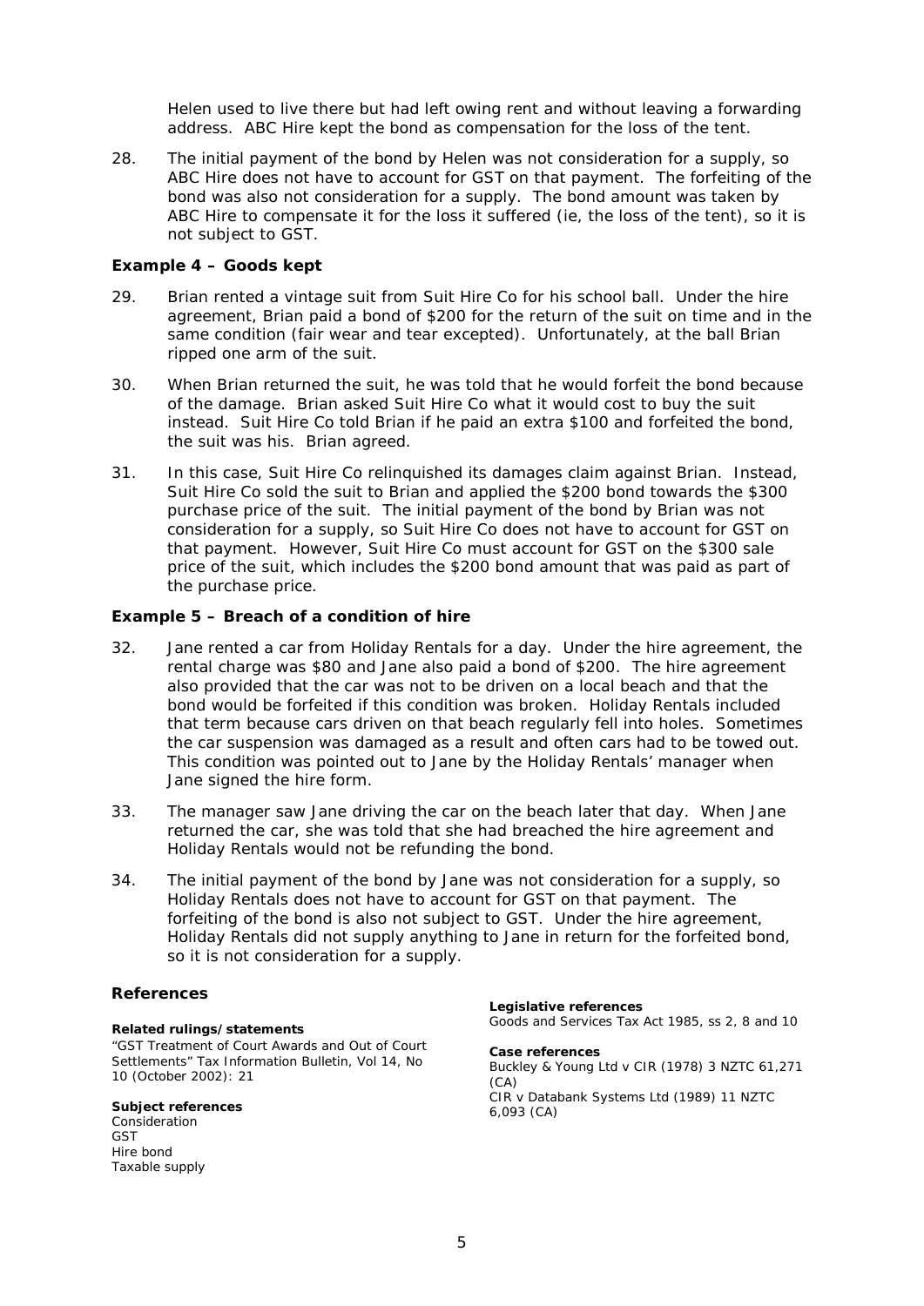Helen used to live there but had left owing rent and without leaving a forwarding address. ABC Hire kept the bond as compensation for the loss of the tent.

28. The initial payment of the bond by Helen was not consideration for a supply, so ABC Hire does not have to account for GST on that payment. The forfeiting of the bond was also not consideration for a supply. The bond amount was taken by ABC Hire to compensate it for the loss it suffered (ie, the loss of the tent), so it is not subject to GST.

### Example 4 – Goods kept

29. Brian rented a vintage suit from Suit Hire Co for his school ball. Under the hire agreement, Brian paid a bond of $200 for the return of the suit on time and in the same condition (fair wear and tear excepted). Unfortunately, at the ball Brian ripped one arm of the suit.

30. When Brian returned the suit, he was told that he would forfeit the bond because of the damage. Brian asked Suit Hire Co what it would cost to buy the suit instead. Suit Hire Co told Brian if he paid an extra $100 and forfeited the bond, the suit was his. Brian agreed.

31. In this case, Suit Hire Co relinquished its damages claim against Brian. Instead, Suit Hire Co sold the suit to Brian and applied the $200 bond towards the $300 purchase price of the suit. The initial payment of the bond by Brian was not consideration for a supply, so Suit Hire Co does not have to account for GST on that payment. However, Suit Hire Co must account for GST on the $300 sale price of the suit, which includes the $200 bond amount that was paid as part of the purchase price.

### Example 5 – Breach of a condition of hire

32. Jane rented a car from Holiday Rentals for a day. Under the hire agreement, the rental charge was $80 and Jane also paid a bond of $200. The hire agreement also provided that the car was not to be driven on a local beach and that the bond would be forfeited if this condition was broken. Holiday Rentals included that term because cars driven on that beach regularly fell into holes. Sometimes the car suspension was damaged as a result and often cars had to be towed out. This condition was pointed out to Jane by the Holiday Rentals' manager when Jane signed the hire form.

33. The manager saw Jane driving the car on the beach later that day. When Jane returned the car, she was told that she had breached the hire agreement and Holiday Rentals would not be refunding the bond.

34. The initial payment of the bond by Jane was not consideration for a supply, so Holiday Rentals does not have to account for GST on that payment. The forfeiting of the bond is also not subject to GST. Under the hire agreement, Holiday Rentals did not supply anything to Jane in return for the forfeited bond, so it is not consideration for a supply.

## References

**Related rulings/statements**
"GST Treatment of Court Awards and Out of Court Settlements" Tax Information Bulletin, Vol 14, No 10 (October 2002): 21

**Subject references**
Consideration
GST
Hire bond
Taxable supply

**Legislative references**
Goods and Services Tax Act 1985, ss 2, 8 and 10

**Case references**
Buckley & Young Ltd v CIR (1978) 3 NZTC 61,271 (CA)
CIR v Databank Systems Ltd (1989) 11 NZTC 6,093 (CA)